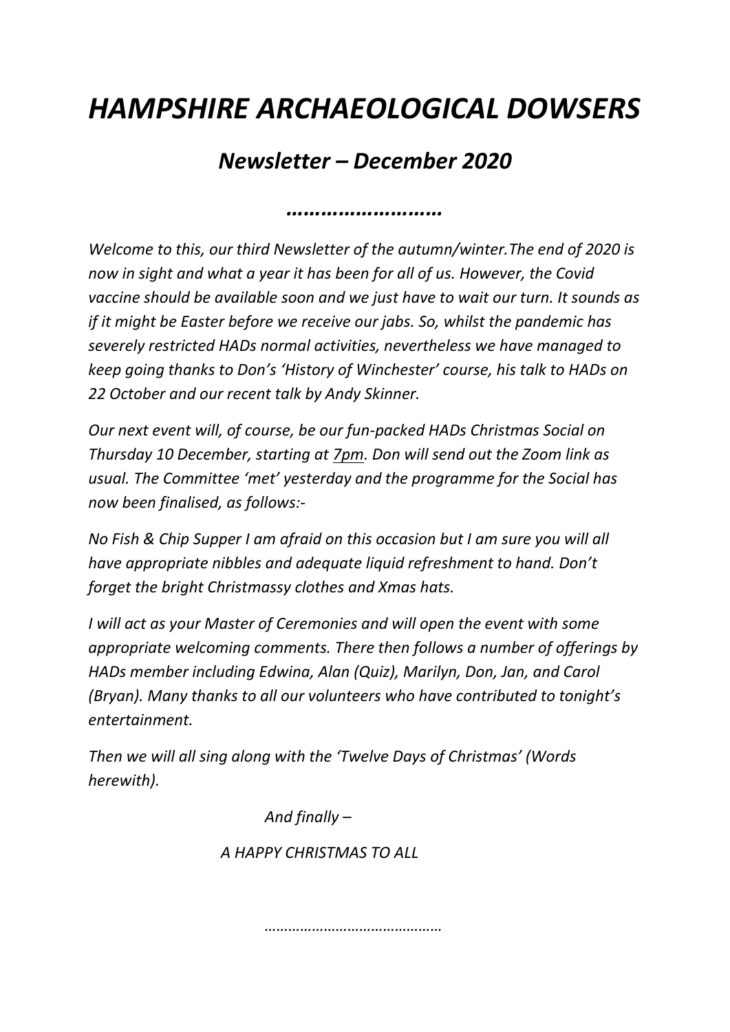# *HAMPSHIRE ARCHAEOLOGICAL DOWSERS*

## *Newsletter – December 2020*

*……………………*

*Welcome to this, our third Newsletter of the autumn/winter.The end of 2020 is now in sight and what a year it has been for all of us. However, the Covid vaccine should be available soon and we just have to wait our turn. It sounds as if it might be Easter before we receive our jabs. So, whilst the pandemic has severely restricted HADs normal activities, nevertheless we have managed to keep going thanks to Don's 'History of Winchester' course, his talk to HADs on 22 October and our recent talk by Andy Skinner.*

*Our next event will, of course, be our fun-packed HADs Christmas Social on Thursday 10 December, starting at 7pm. Don will send out the Zoom link as usual. The Committee 'met' yesterday and the programme for the Social has now been finalised, as follows:-*

*No Fish & Chip Supper I am afraid on this occasion but I am sure you will all have appropriate nibbles and adequate liquid refreshment to hand. Don't forget the bright Christmassy clothes and Xmas hats.*

*I will act as your Master of Ceremonies and will open the event with some appropriate welcoming comments. There then follows a number of offerings by HADs member including Edwina, Alan (Quiz), Marilyn, Don, Jan, and Carol (Bryan). Many thanks to all our volunteers who have contributed to tonight's entertainment.*

*Then we will all sing along with the 'Twelve Days of Christmas' (Words herewith).*

*And finally –*

*A HAPPY CHRISTMAS TO ALL*

*………………………………………*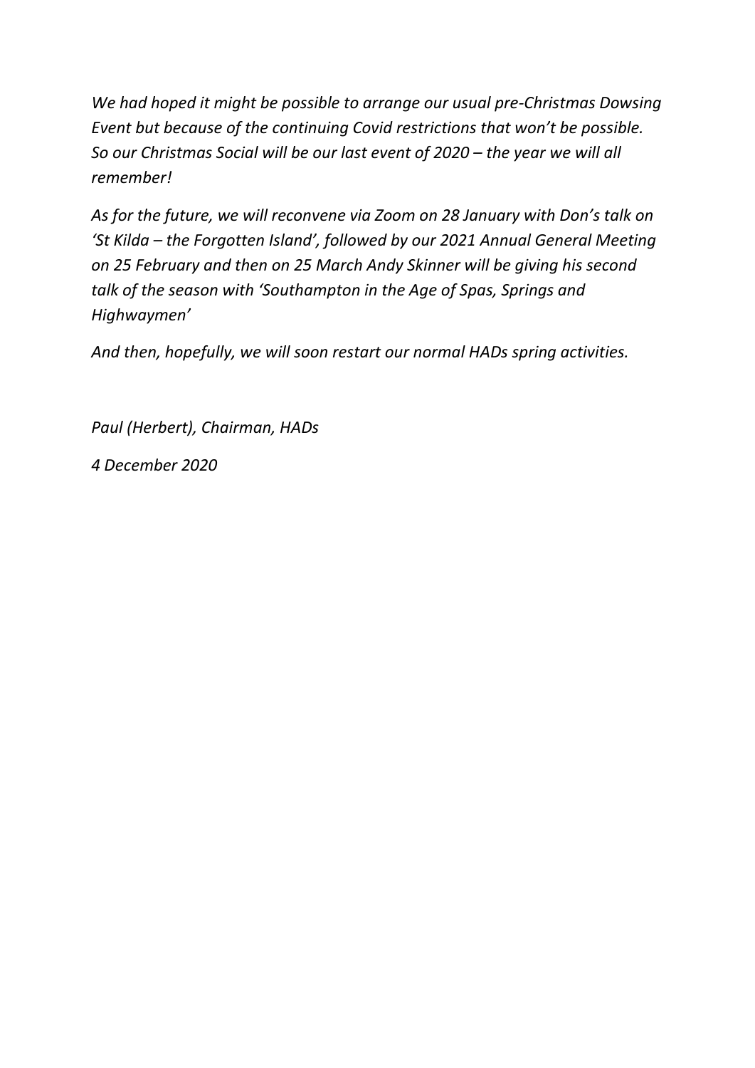*We had hoped it might be possible to arrange our usual pre-Christmas Dowsing Event but because of the continuing Covid restrictions that won't be possible. So our Christmas Social will be our last event of 2020 – the year we will all remember!*

*As for the future, we will reconvene via Zoom on 28 January with Don's talk on 'St Kilda – the Forgotten Island', followed by our 2021 Annual General Meeting on 25 February and then on 25 March Andy Skinner will be giving his second talk of the season with 'Southampton in the Age of Spas, Springs and Highwaymen'*

*And then, hopefully, we will soon restart our normal HADs spring activities.*

*Paul (Herbert), Chairman, HADs*

*4 December 2020*